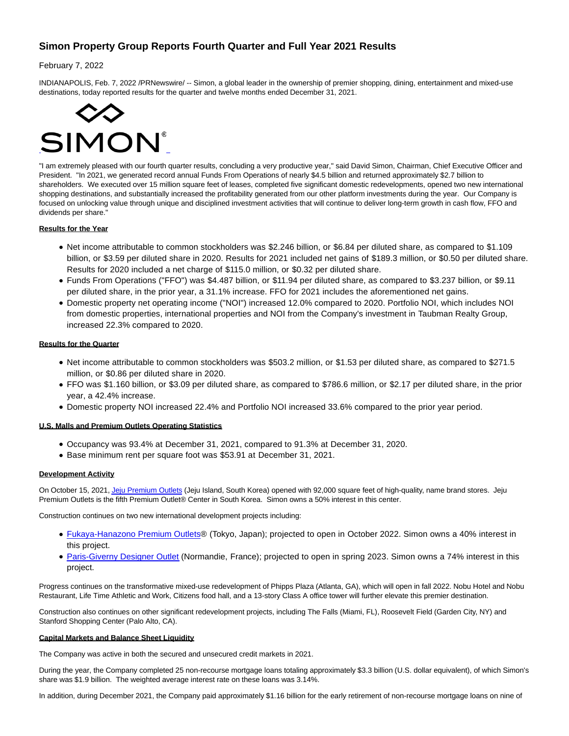# Simon Property Group Reports Fourth Quarter and Full Year 2021 Results

February 7, 2022

INDIANAPOLIS, Feb. 7, 2022 /PRNewswire/ -- Simon, a global leader in the ownership of premier shopping, dining, entertainment and mixed-use destinations, today reported results for the quarter and twelve months ended December 31, 2021.

"I am extremely pleased with our fourth quarter results, concluding a very productive year," said David Simon, Chairman, Chief Executive Officer and President. "In 2021, we generated record annual Funds From Operations of nearly $4.5 billion and returned approximately $2.7 billion to shareholders. We executed over 15 million square feet of leases, completed five significant domestic redevelopments, opened two new international shopping destinations, and substantially increased the profitability generated from our other platform investments during the year. Our Company is focused on unlocking value through unique and disciplined investment activities that will continue to deliver long-term growth in cash flow, FFO and dividends per share."

**Results for the Year**

- Net income attributable to common stockholders was $2.246 billion, or $6.84 per diluted share, as compared to $1.109 billion, or $3.59 per diluted share in 2020. Results for 2021 included net gains of $189.3 million, or $0.50 per diluted share. Results for 2020 included a net charge of $115.0 million, or $0.32 per diluted share.
- Funds From Operations ("FFO") was $4.487 billion, or $11.94 per diluted share, as compared to $3.237 billion, or $9.11 per diluted share, in the prior year, a 31.1% increase. FFO for 2021 includes the aforementioned net gains.
- Domestic property net operating income ("NOI") increased 12.0% compared to 2020. Portfolio NOI, which includes NOI from domestic properties, international properties and NOI from the Company's investment in Taubman Realty Group, increased 22.3% compared to 2020.

**Results for the Quarter**

- Net income attributable to common stockholders was $503.2 million, or $1.53 per diluted share, as compared to $271.5 million, or $0.86 per diluted share in 2020.
- FFO was $1.160 billion, or $3.09 per diluted share, as compared to $786.6 million, or $2.17 per diluted share, in the prior year, a 42.4% increase.
- Domestic property NOI increased 22.4% and Portfolio NOI increased 33.6% compared to the prior year period.

**U.S. Malls and Premium Outlets Operating Statistics**

- Occupancy was 93.4% at December 31, 2021, compared to 91.3% at December 31, 2020.
- Base minimum rent per square foot was $53.91 at December 31, 2021.

**Development Activity**

On October 15, 2021, Jeju Premium Outlets (Jeju Island, South Korea) opened with 92,000 square feet of high-quality, name brand stores. Jeju Premium Outlets is the fifth Premium Outlet® Center in South Korea. Simon owns a 50% interest in this center.

Construction continues on two new international development projects including:

- Fukaya-Hanazono Premium Outlets® (Tokyo, Japan); projected to open in October 2022. Simon owns a 40% interest in this project.
- Paris-Giverny Designer Outlet (Normandie, France); projected to open in spring 2023. Simon owns a 74% interest in this project.

Progress continues on the transformative mixed-use redevelopment of Phipps Plaza (Atlanta, GA), which will open in fall 2022. Nobu Hotel and Nobu Restaurant, Life Time Athletic and Work, Citizens food hall, and a 13-story Class A office tower will further elevate this premier destination.

Construction also continues on other significant redevelopment projects, including The Falls (Miami, FL), Roosevelt Field (Garden City, NY) and Stanford Shopping Center (Palo Alto, CA).

**Capital Markets and Balance Sheet Liquidity**

The Company was active in both the secured and unsecured credit markets in 2021.

During the year, the Company completed 25 non-recourse mortgage loans totaling approximately $3.3 billion (U.S. dollar equivalent), of which Simon's share was $1.9 billion. The weighted average interest rate on these loans was 3.14%.

In addition, during December 2021, the Company paid approximately $1.16 billion for the early retirement of non-recourse mortgage loans on nine of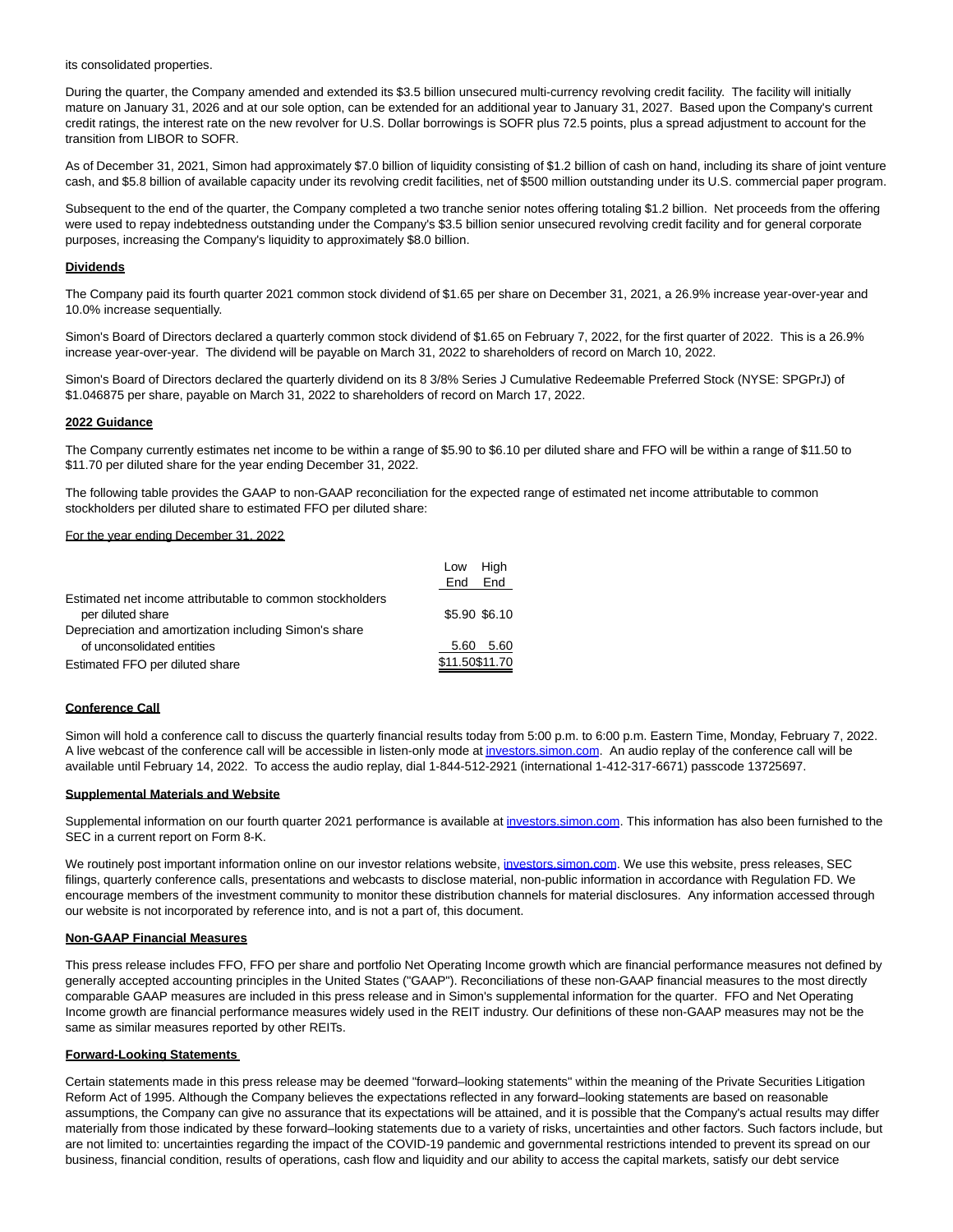its consolidated properties.

During the quarter, the Company amended and extended its $3.5 billion unsecured multi-currency revolving credit facility. The facility will initially mature on January 31, 2026 and at our sole option, can be extended for an additional year to January 31, 2027. Based upon the Company's current credit ratings, the interest rate on the new revolver for U.S. Dollar borrowings is SOFR plus 72.5 points, plus a spread adjustment to account for the transition from LIBOR to SOFR.

As of December 31, 2021, Simon had approximately $7.0 billion of liquidity consisting of $1.2 billion of cash on hand, including its share of joint venture cash, and $5.8 billion of available capacity under its revolving credit facilities, net of $500 million outstanding under its U.S. commercial paper program.

Subsequent to the end of the quarter, the Company completed a two tranche senior notes offering totaling $1.2 billion. Net proceeds from the offering were used to repay indebtedness outstanding under the Company's $3.5 billion senior unsecured revolving credit facility and for general corporate purposes, increasing the Company's liquidity to approximately $8.0 billion.

**Dividends**

The Company paid its fourth quarter 2021 common stock dividend of $1.65 per share on December 31, 2021, a 26.9% increase year-over-year and 10.0% increase sequentially.

Simon's Board of Directors declared a quarterly common stock dividend of $1.65 on February 7, 2022, for the first quarter of 2022. This is a 26.9% increase year-over-year. The dividend will be payable on March 31, 2022 to shareholders of record on March 10, 2022.

Simon's Board of Directors declared the quarterly dividend on its 8 3/8% Series J Cumulative Redeemable Preferred Stock (NYSE: SPGPrJ) of $1.046875 per share, payable on March 31, 2022 to shareholders of record on March 17, 2022.

**2022 Guidance**

The Company currently estimates net income to be within a range of $5.90 to $6.10 per diluted share and FFO will be within a range of $11.50 to $11.70 per diluted share for the year ending December 31, 2022.

The following table provides the GAAP to non-GAAP reconciliation for the expected range of estimated net income attributable to common stockholders per diluted share to estimated FFO per diluted share:

For the year ending December 31, 2022

| | Low End | High End |
|---|---|---|
| Estimated net income attributable to common stockholders per diluted share | $5.90 | $6.10 |
| Depreciation and amortization including Simon's share of unconsolidated entities | 5.60 | 5.60 |
| Estimated FFO per diluted share | $11.50 | $11.70 |

**Conference Call**

Simon will hold a conference call to discuss the quarterly financial results today from 5:00 p.m. to 6:00 p.m. Eastern Time, Monday, February 7, 2022. A live webcast of the conference call will be accessible in listen-only mode at investors.simon.com. An audio replay of the conference call will be available until February 14, 2022. To access the audio replay, dial 1-844-512-2921 (international 1-412-317-6671) passcode 13725697.

**Supplemental Materials and Website**

Supplemental information on our fourth quarter 2021 performance is available at investors.simon.com. This information has also been furnished to the SEC in a current report on Form 8-K.

We routinely post important information online on our investor relations website, investors.simon.com. We use this website, press releases, SEC filings, quarterly conference calls, presentations and webcasts to disclose material, non-public information in accordance with Regulation FD. We encourage members of the investment community to monitor these distribution channels for material disclosures. Any information accessed through our website is not incorporated by reference into, and is not a part of, this document.

**Non-GAAP Financial Measures**

This press release includes FFO, FFO per share and portfolio Net Operating Income growth which are financial performance measures not defined by generally accepted accounting principles in the United States ("GAAP"). Reconciliations of these non-GAAP financial measures to the most directly comparable GAAP measures are included in this press release and in Simon's supplemental information for the quarter. FFO and Net Operating Income growth are financial performance measures widely used in the REIT industry. Our definitions of these non-GAAP measures may not be the same as similar measures reported by other REITs.

**Forward-Looking Statements**

Certain statements made in this press release may be deemed "forward–looking statements" within the meaning of the Private Securities Litigation Reform Act of 1995. Although the Company believes the expectations reflected in any forward–looking statements are based on reasonable assumptions, the Company can give no assurance that its expectations will be attained, and it is possible that the Company's actual results may differ materially from those indicated by these forward–looking statements due to a variety of risks, uncertainties and other factors. Such factors include, but are not limited to: uncertainties regarding the impact of the COVID-19 pandemic and governmental restrictions intended to prevent its spread on our business, financial condition, results of operations, cash flow and liquidity and our ability to access the capital markets, satisfy our debt service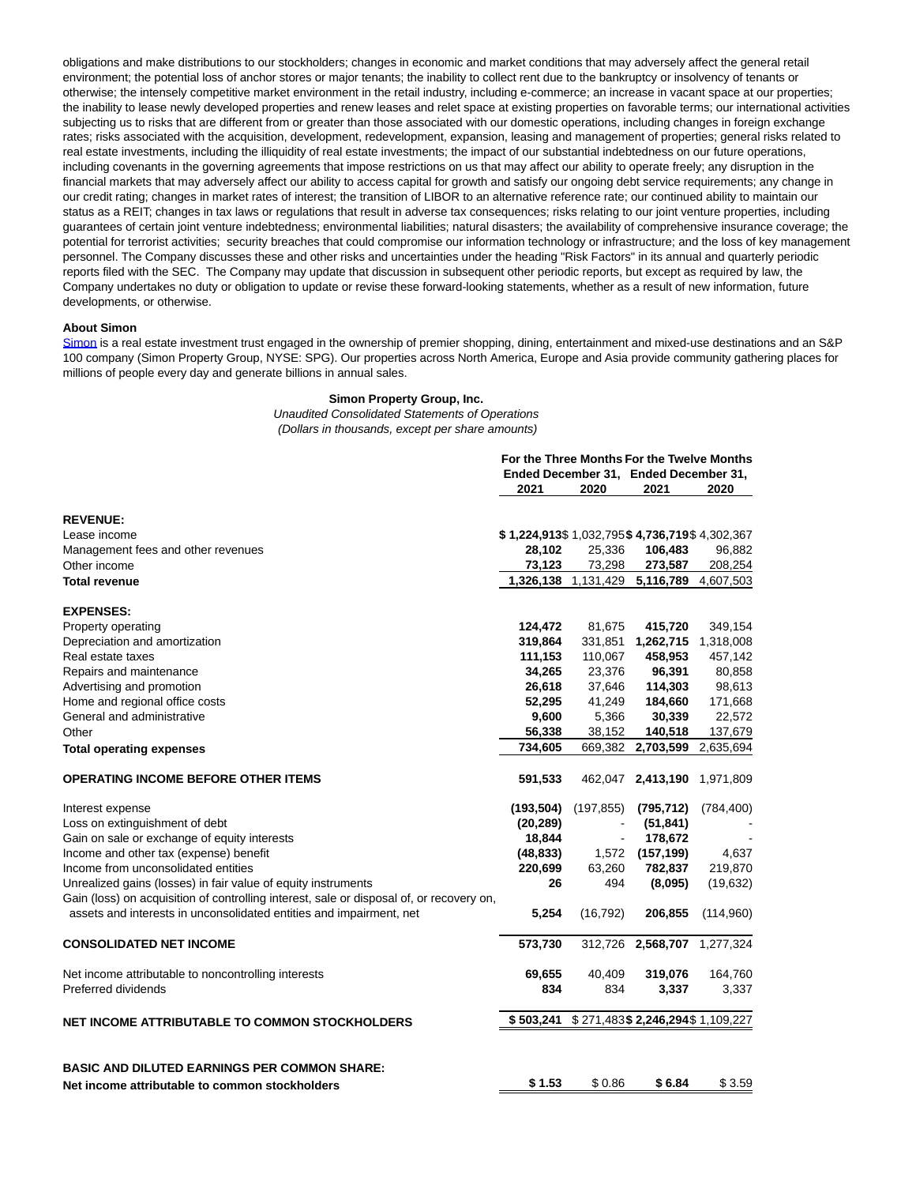obligations and make distributions to our stockholders; changes in economic and market conditions that may adversely affect the general retail environment; the potential loss of anchor stores or major tenants; the inability to collect rent due to the bankruptcy or insolvency of tenants or otherwise; the intensely competitive market environment in the retail industry, including e-commerce; an increase in vacant space at our properties; the inability to lease newly developed properties and renew leases and relet space at existing properties on favorable terms; our international activities subjecting us to risks that are different from or greater than those associated with our domestic operations, including changes in foreign exchange rates; risks associated with the acquisition, development, redevelopment, expansion, leasing and management of properties; general risks related to real estate investments, including the illiquidity of real estate investments; the impact of our substantial indebtedness on our future operations, including covenants in the governing agreements that impose restrictions on us that may affect our ability to operate freely; any disruption in the financial markets that may adversely affect our ability to access capital for growth and satisfy our ongoing debt service requirements; any change in our credit rating; changes in market rates of interest; the transition of LIBOR to an alternative reference rate; our continued ability to maintain our status as a REIT; changes in tax laws or regulations that result in adverse tax consequences; risks relating to our joint venture properties, including guarantees of certain joint venture indebtedness; environmental liabilities; natural disasters; the availability of comprehensive insurance coverage; the potential for terrorist activities; security breaches that could compromise our information technology or infrastructure; and the loss of key management personnel. The Company discusses these and other risks and uncertainties under the heading "Risk Factors" in its annual and quarterly periodic reports filed with the SEC. The Company may update that discussion in subsequent other periodic reports, but except as required by law, the Company undertakes no duty or obligation to update or revise these forward-looking statements, whether as a result of new information, future developments, or otherwise.

**About Simon**

Simon is a real estate investment trust engaged in the ownership of premier shopping, dining, entertainment and mixed-use destinations and an S&P 100 company (Simon Property Group, NYSE: SPG). Our properties across North America, Europe and Asia provide community gathering places for millions of people every day and generate billions in annual sales.

**Simon Property Group, Inc.**

*Unaudited Consolidated Statements of Operations*

*(Dollars in thousands, except per share amounts)*

| | For the Three Months Ended December 31, | | For the Twelve Months Ended December 31, | |
|---|---|---|---|---|
| | **2021** | 2020 | **2021** | 2020 |
| **REVENUE:** | | | | |
| Lease income | **$ 1,224,913** | $ 1,032,795 | **$ 4,736,719** | $ 4,302,367 |
| Management fees and other revenues | **28,102** | 25,336 | **106,483** | 96,882 |
| Other income | **73,123** | 73,298 | **273,587** | 208,254 |
| **Total revenue** | **1,326,138** | 1,131,429 | **5,116,789** | 4,607,503 |
| **EXPENSES:** | | | | |
| Property operating | **124,472** | 81,675 | **415,720** | 349,154 |
| Depreciation and amortization | **319,864** | 331,851 | **1,262,715** | 1,318,008 |
| Real estate taxes | **111,153** | 110,067 | **458,953** | 457,142 |
| Repairs and maintenance | **34,265** | 23,376 | **96,391** | 80,858 |
| Advertising and promotion | **26,618** | 37,646 | **114,303** | 98,613 |
| Home and regional office costs | **52,295** | 41,249 | **184,660** | 171,668 |
| General and administrative | **9,600** | 5,366 | **30,339** | 22,572 |
| Other | **56,338** | 38,152 | **140,518** | 137,679 |
| **Total operating expenses** | **734,605** | 669,382 | **2,703,599** | 2,635,694 |
| **OPERATING INCOME BEFORE OTHER ITEMS** | **591,533** | 462,047 | **2,413,190** | 1,971,809 |
| Interest expense | **(193,504)** | (197,855) | **(795,712)** | (784,400) |
| Loss on extinguishment of debt | **(20,289)** | - | **(51,841)** | - |
| Gain on sale or exchange of equity interests | **18,844** | - | **178,672** | - |
| Income and other tax (expense) benefit | **(48,833)** | 1,572 | **(157,199)** | 4,637 |
| Income from unconsolidated entities | **220,699** | 63,260 | **782,837** | 219,870 |
| Unrealized gains (losses) in fair value of equity instruments | **26** | 494 | **(8,095)** | (19,632) |
| Gain (loss) on acquisition of controlling interest, sale or disposal of, or recovery on, assets and interests in unconsolidated entities and impairment, net | **5,254** | (16,792) | **206,855** | (114,960) |
| **CONSOLIDATED NET INCOME** | **573,730** | 312,726 | **2,568,707** | 1,277,324 |
| Net income attributable to noncontrolling interests | **69,655** | 40,409 | **319,076** | 164,760 |
| Preferred dividends | **834** | 834 | **3,337** | 3,337 |
| **NET INCOME ATTRIBUTABLE TO COMMON STOCKHOLDERS** | **$ 503,241** | $ 271,483 | **$ 2,246,294** | $ 1,109,227 |
| **BASIC AND DILUTED EARNINGS PER COMMON SHARE:** | | | | |
| **Net income attributable to common stockholders** | **$ 1.53** | $ 0.86 | **$ 6.84** | $ 3.59 |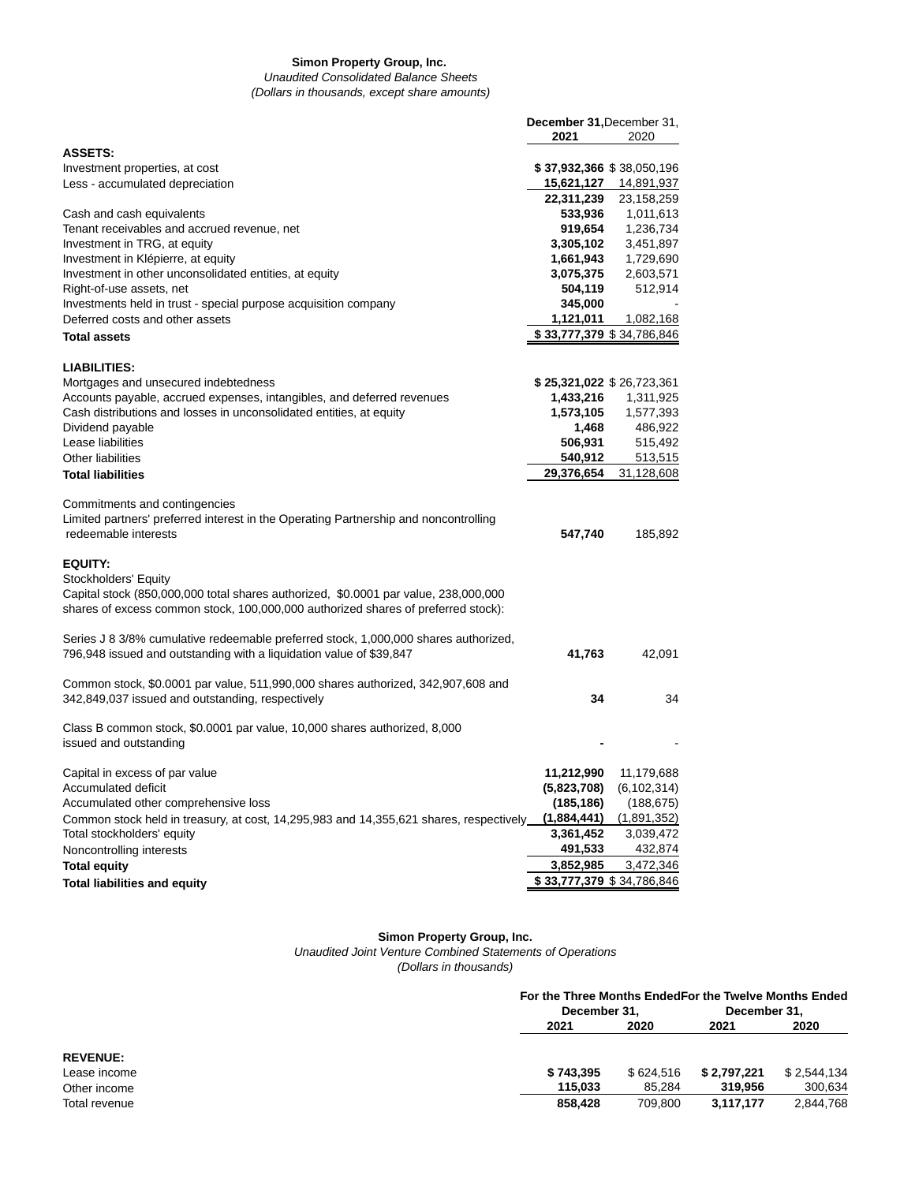**Simon Property Group, Inc.**

*Unaudited Consolidated Balance Sheets*

*(Dollars in thousands, except share amounts)*

| | December 31, 2021 | December 31, 2020 |
|---|---|---|
| **ASSETS:** | | |
| Investment properties, at cost | **$ 37,932,366** | $ 38,050,196 |
| Less - accumulated depreciation | **15,621,127** | 14,891,937 |
| | **22,311,239** | 23,158,259 |
| Cash and cash equivalents | **533,936** | 1,011,613 |
| Tenant receivables and accrued revenue, net | **919,654** | 1,236,734 |
| Investment in TRG, at equity | **3,305,102** | 3,451,897 |
| Investment in Klépierre, at equity | **1,661,943** | 1,729,690 |
| Investment in other unconsolidated entities, at equity | **3,075,375** | 2,603,571 |
| Right-of-use assets, net | **504,119** | 512,914 |
| Investments held in trust - special purpose acquisition company | **345,000** | - |
| Deferred costs and other assets | **1,121,011** | 1,082,168 |
| **Total assets** | **$ 33,777,379** | $ 34,786,846 |
| **LIABILITIES:** | | |
| Mortgages and unsecured indebtedness | **$ 25,321,022** | $ 26,723,361 |
| Accounts payable, accrued expenses, intangibles, and deferred revenues | **1,433,216** | 1,311,925 |
| Cash distributions and losses in unconsolidated entities, at equity | **1,573,105** | 1,577,393 |
| Dividend payable | **1,468** | 486,922 |
| Lease liabilities | **506,931** | 515,492 |
| Other liabilities | **540,912** | 513,515 |
| **Total liabilities** | **29,376,654** | 31,128,608 |
| Commitments and contingencies | | |
| Limited partners' preferred interest in the Operating Partnership and noncontrolling redeemable interests | **547,740** | 185,892 |
| **EQUITY:** | | |
| Stockholders' Equity | | |
| Capital stock (850,000,000 total shares authorized, $0.0001 par value, 238,000,000 shares of excess common stock, 100,000,000 authorized shares of preferred stock): | | |
| Series J 8 3/8% cumulative redeemable preferred stock, 1,000,000 shares authorized, 796,948 issued and outstanding with a liquidation value of $39,847 | **41,763** | 42,091 |
| Common stock, $0.0001 par value, 511,990,000 shares authorized, 342,907,608 and 342,849,037 issued and outstanding, respectively | **34** | 34 |
| Class B common stock, $0.0001 par value, 10,000 shares authorized, 8,000 issued and outstanding | **-** | - |
| Capital in excess of par value | **11,212,990** | 11,179,688 |
| Accumulated deficit | **(5,823,708)** | (6,102,314) |
| Accumulated other comprehensive loss | **(185,186)** | (188,675) |
| Common stock held in treasury, at cost, 14,295,983 and 14,355,621 shares, respectively | **(1,884,441)** | (1,891,352) |
| Total stockholders' equity | **3,361,452** | 3,039,472 |
| Noncontrolling interests | **491,533** | 432,874 |
| **Total equity** | **3,852,985** | 3,472,346 |
| **Total liabilities and equity** | **$ 33,777,379** | $ 34,786,846 |

**Simon Property Group, Inc.**

*Unaudited Joint Venture Combined Statements of Operations*

*(Dollars in thousands)*

| | For the Three Months Ended December 31, | | For the Twelve Months Ended December 31, | |
|---|---|---|---|---|
| | 2021 | 2020 | 2021 | 2020 |
| **REVENUE:** | | | | |
| Lease income | **$ 743,395** | $ 624,516 | **$ 2,797,221** | $ 2,544,134 |
| Other income | **115,033** | 85,284 | **319,956** | 300,634 |
| Total revenue | **858,428** | 709,800 | **3,117,177** | 2,844,768 |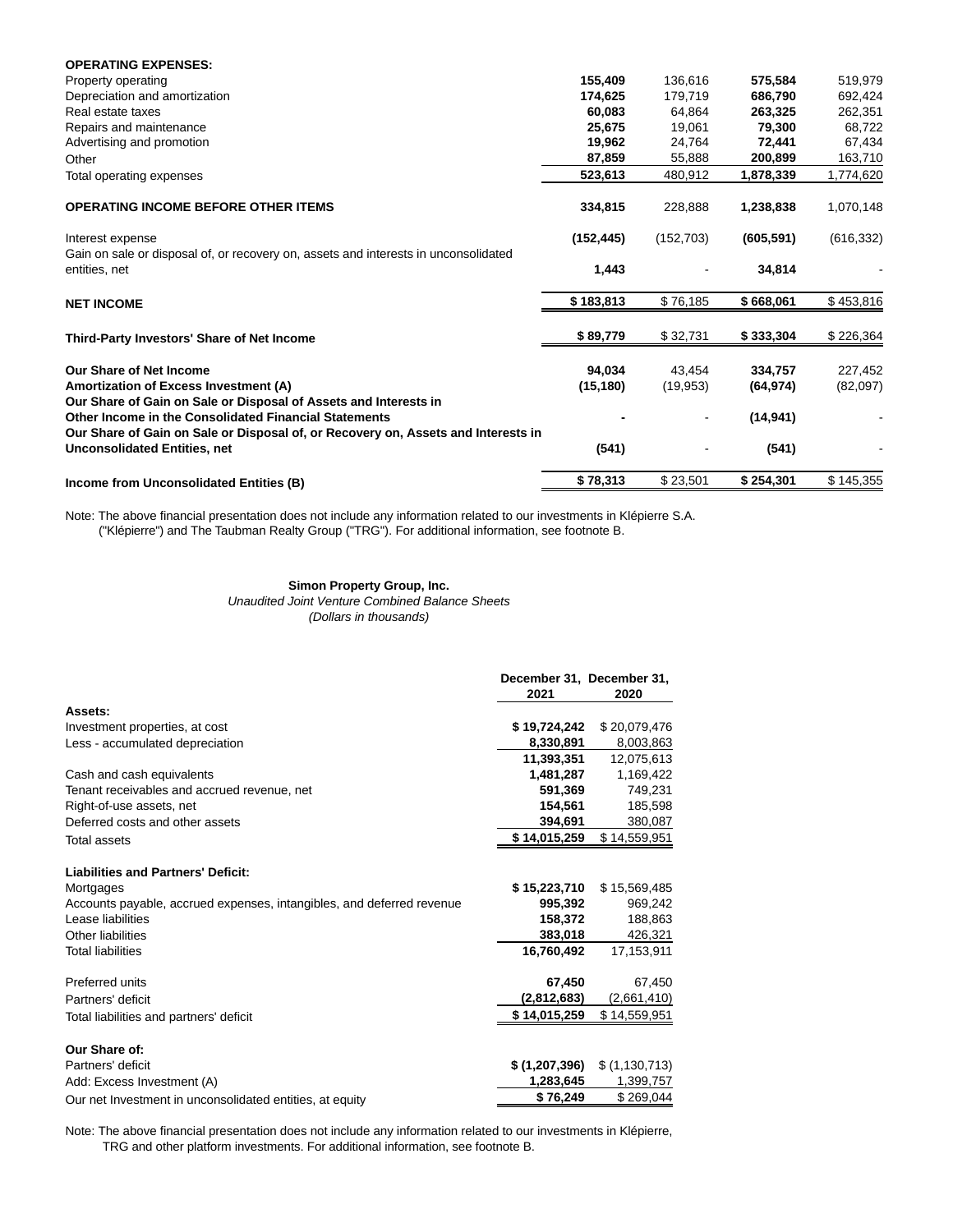| | | | | |
|---|---|---|---|---|
| **OPERATING EXPENSES:** | | | | |
| Property operating | **155,409** | 136,616 | **575,584** | 519,979 |
| Depreciation and amortization | **174,625** | 179,719 | **686,790** | 692,424 |
| Real estate taxes | **60,083** | 64,864 | **263,325** | 262,351 |
| Repairs and maintenance | **25,675** | 19,061 | **79,300** | 68,722 |
| Advertising and promotion | **19,962** | 24,764 | **72,441** | 67,434 |
| Other | **87,859** | 55,888 | **200,899** | 163,710 |
| Total operating expenses | **523,613** | 480,912 | **1,878,339** | 1,774,620 |
| **OPERATING INCOME BEFORE OTHER ITEMS** | **334,815** | 228,888 | **1,238,838** | 1,070,148 |
| Interest expense | **(152,445)** | (152,703) | **(605,591)** | (616,332) |
| Gain on sale or disposal of, or recovery on, assets and interests in unconsolidated entities, net | **1,443** | - | **34,814** | - |
| **NET INCOME** | **$ 183,813** | $ 76,185 | **$ 668,061** | $ 453,816 |
| **Third-Party Investors' Share of Net Income** | **$ 89,779** | $ 32,731 | **$ 333,304** | $ 226,364 |
| **Our Share of Net Income** | **94,034** | 43,454 | **334,757** | 227,452 |
| **Amortization of Excess Investment (A)** | **(15,180)** | (19,953) | **(64,974)** | (82,097) |
| **Our Share of Gain on Sale or Disposal of Assets and Interests in Other Income in the Consolidated Financial Statements** | **-** | - | **(14,941)** | - |
| **Our Share of Gain on Sale or Disposal of, or Recovery on, Assets and Interests in Unconsolidated Entities, net** | **(541)** | - | **(541)** | - |
| **Income from Unconsolidated Entities (B)** | **$ 78,313** | $ 23,501 | **$ 254,301** | $ 145,355 |

Note: The above financial presentation does not include any information related to our investments in Klépierre S.A. ("Klépierre") and The Taubman Realty Group ("TRG"). For additional information, see footnote B.

**Simon Property Group, Inc.**

*Unaudited Joint Venture Combined Balance Sheets*

*(Dollars in thousands)*

| | December 31, 2021 | December 31, 2020 |
|---|---|---|
| **Assets:** | | |
| Investment properties, at cost | **$ 19,724,242** | $ 20,079,476 |
| Less - accumulated depreciation | **8,330,891** | 8,003,863 |
| | **11,393,351** | 12,075,613 |
| Cash and cash equivalents | **1,481,287** | 1,169,422 |
| Tenant receivables and accrued revenue, net | **591,369** | 749,231 |
| Right-of-use assets, net | **154,561** | 185,598 |
| Deferred costs and other assets | **394,691** | 380,087 |
| Total assets | **$ 14,015,259** | $ 14,559,951 |
| **Liabilities and Partners' Deficit:** | | |
| Mortgages | **$ 15,223,710** | $ 15,569,485 |
| Accounts payable, accrued expenses, intangibles, and deferred revenue | **995,392** | 969,242 |
| Lease liabilities | **158,372** | 188,863 |
| Other liabilities | **383,018** | 426,321 |
| Total liabilities | **16,760,492** | 17,153,911 |
| Preferred units | **67,450** | 67,450 |
| Partners' deficit | **(2,812,683)** | (2,661,410) |
| Total liabilities and partners' deficit | **$ 14,015,259** | $ 14,559,951 |
| **Our Share of:** | | |
| Partners' deficit | **$ (1,207,396)** | $ (1,130,713) |
| Add: Excess Investment (A) | **1,283,645** | 1,399,757 |
| Our net Investment in unconsolidated entities, at equity | **$ 76,249** | $ 269,044 |

Note: The above financial presentation does not include any information related to our investments in Klépierre, TRG and other platform investments. For additional information, see footnote B.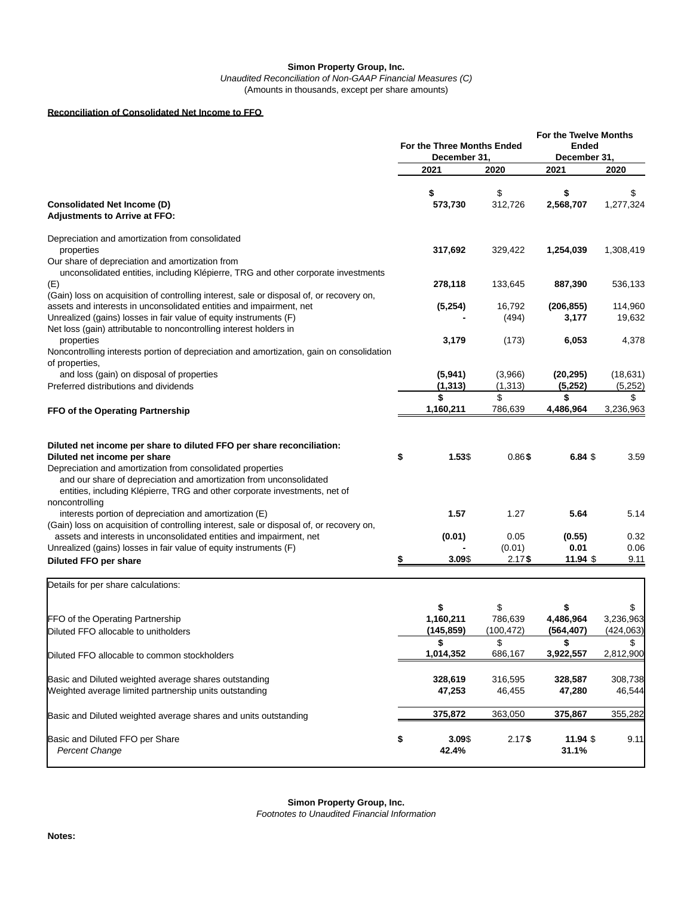**Simon Property Group, Inc.**

*Unaudited Reconciliation of Non-GAAP Financial Measures (C)*

(Amounts in thousands, except per share amounts)

**Reconciliation of Consolidated Net Income to FFO**

| | For the Three Months Ended December 31, | | For the Twelve Months Ended December 31, | |
|---|---|---|---|---|
| | 2021 | 2020 | 2021 | 2020 |
| **Consolidated Net Income (D)** | **$ 573,730** | $ 312,726 | **$ 2,568,707** | $ 1,277,324 |
| **Adjustments to Arrive at FFO:** | | | | |
| Depreciation and amortization from consolidated properties | **317,692** | 329,422 | **1,254,039** | 1,308,419 |
| Our share of depreciation and amortization from unconsolidated entities, including Klépierre, TRG and other corporate investments (E) | **278,118** | 133,645 | **887,390** | 536,133 |
| (Gain) loss on acquisition of controlling interest, sale or disposal of, or recovery on, assets and interests in unconsolidated entities and impairment, net | **(5,254)** | 16,792 | **(206,855)** | 114,960 |
| Unrealized (gains) losses in fair value of equity instruments (F) | **-** | (494) | **3,177** | 19,632 |
| Net loss (gain) attributable to noncontrolling interest holders in properties | **3,179** | (173) | **6,053** | 4,378 |
| Noncontrolling interests portion of depreciation and amortization, gain on consolidation of properties, and loss (gain) on disposal of properties | **(5,941)** | (3,966) | **(20,295)** | (18,631) |
| Preferred distributions and dividends | **(1,313)** | (1,313) | **(5,252)** | (5,252) |
| **FFO of the Operating Partnership** | **$ 1,160,211** | $ 786,639 | **$ 4,486,964** | $ 3,236,963 |
| | | | | |
| **Diluted net income per share to diluted FFO per share reconciliation:** | | | | |
| **Diluted net income per share** | **$ 1.53** | $ 0.86 | **$ 6.84** | $ 3.59 |
| Depreciation and amortization from consolidated properties and our share of depreciation and amortization from unconsolidated entities, including Klépierre, TRG and other corporate investments, net of noncontrolling interests portion of depreciation and amortization (E) | **1.57** | 1.27 | **5.64** | 5.14 |
| (Gain) loss on acquisition of controlling interest, sale or disposal of, or recovery on, assets and interests in unconsolidated entities and impairment, net | **(0.01)** | 0.05 | **(0.55)** | 0.32 |
| Unrealized (gains) losses in fair value of equity instruments (F) | **-** | (0.01) | **0.01** | 0.06 |
| **Diluted FFO per share** | **$ 3.09** | $ 2.17 | **$ 11.94** | $ 9.11 |

| Details for per share calculations: | | | | |
|---|---|---|---|---|
| FFO of the Operating Partnership | **$ 1,160,211** | $ 786,639 | **$ 4,486,964** | $ 3,236,963 |
| Diluted FFO allocable to unitholders | **(145,859)** | (100,472) | **(564,407)** | (424,063) |
| Diluted FFO allocable to common stockholders | **$ 1,014,352** | $ 686,167 | **$ 3,922,557** | $ 2,812,900 |
| | | | | |
| Basic and Diluted weighted average shares outstanding | **328,619** | 316,595 | **328,587** | 308,738 |
| Weighted average limited partnership units outstanding | **47,253** | 46,455 | **47,280** | 46,544 |
| Basic and Diluted weighted average shares and units outstanding | **375,872** | 363,050 | **375,867** | 355,282 |
| | | | | |
| Basic and Diluted FFO per Share | **$ 3.09** | $ 2.17 | **$ 11.94** | $ 9.11 |
| *Percent Change* | **42.4%** | | **31.1%** | |

**Simon Property Group, Inc.**

*Footnotes to Unaudited Financial Information*

**Notes:**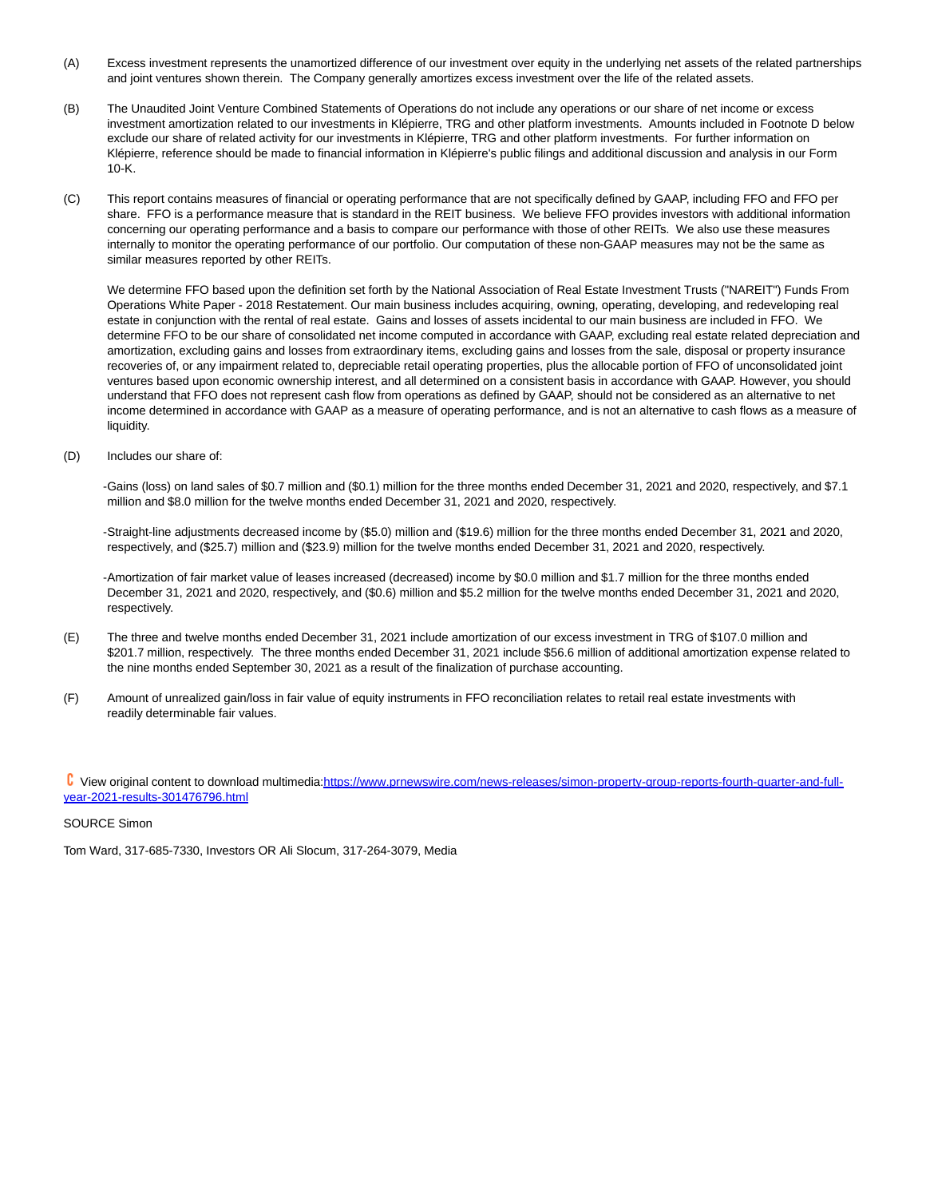(A) Excess investment represents the unamortized difference of our investment over equity in the underlying net assets of the related partnerships and joint ventures shown therein. The Company generally amortizes excess investment over the life of the related assets.

(B) The Unaudited Joint Venture Combined Statements of Operations do not include any operations or our share of net income or excess investment amortization related to our investments in Klépierre, TRG and other platform investments. Amounts included in Footnote D below exclude our share of related activity for our investments in Klépierre, TRG and other platform investments. For further information on Klépierre, reference should be made to financial information in Klépierre's public filings and additional discussion and analysis in our Form 10-K.

(C) This report contains measures of financial or operating performance that are not specifically defined by GAAP, including FFO and FFO per share. FFO is a performance measure that is standard in the REIT business. We believe FFO provides investors with additional information concerning our operating performance and a basis to compare our performance with those of other REITs. We also use these measures internally to monitor the operating performance of our portfolio. Our computation of these non-GAAP measures may not be the same as similar measures reported by other REITs.

We determine FFO based upon the definition set forth by the National Association of Real Estate Investment Trusts ("NAREIT") Funds From Operations White Paper - 2018 Restatement. Our main business includes acquiring, owning, operating, developing, and redeveloping real estate in conjunction with the rental of real estate. Gains and losses of assets incidental to our main business are included in FFO. We determine FFO to be our share of consolidated net income computed in accordance with GAAP, excluding real estate related depreciation and amortization, excluding gains and losses from extraordinary items, excluding gains and losses from the sale, disposal or property insurance recoveries of, or any impairment related to, depreciable retail operating properties, plus the allocable portion of FFO of unconsolidated joint ventures based upon economic ownership interest, and all determined on a consistent basis in accordance with GAAP. However, you should understand that FFO does not represent cash flow from operations as defined by GAAP, should not be considered as an alternative to net income determined in accordance with GAAP as a measure of operating performance, and is not an alternative to cash flows as a measure of liquidity.

(D) Includes our share of:

- Gains (loss) on land sales of $0.7 million and ($0.1) million for the three months ended December 31, 2021 and 2020, respectively, and $7.1 million and $8.0 million for the twelve months ended December 31, 2021 and 2020, respectively.

- Straight-line adjustments decreased income by ($5.0) million and ($19.6) million for the three months ended December 31, 2021 and 2020, respectively, and ($25.7) million and ($23.9) million for the twelve months ended December 31, 2021 and 2020, respectively.

- Amortization of fair market value of leases increased (decreased) income by $0.0 million and $1.7 million for the three months ended December 31, 2021 and 2020, respectively, and ($0.6) million and $5.2 million for the twelve months ended December 31, 2021 and 2020, respectively.

(E) The three and twelve months ended December 31, 2021 include amortization of our excess investment in TRG of $107.0 million and $201.7 million, respectively. The three months ended December 31, 2021 include $56.6 million of additional amortization expense related to the nine months ended September 30, 2021 as a result of the finalization of purchase accounting.

(F) Amount of unrealized gain/loss in fair value of equity instruments in FFO reconciliation relates to retail real estate investments with readily determinable fair values.

View original content to download multimedia:[https://www.prnewswire.com/news-releases/simon-property-group-reports-fourth-quarter-and-full-year-2021-results-301476796.html](https://www.prnewswire.com/news-releases/simon-property-group-reports-fourth-quarter-and-full-year-2021-results-301476796.html)

SOURCE Simon

Tom Ward, 317-685-7330, Investors OR Ali Slocum, 317-264-3079, Media